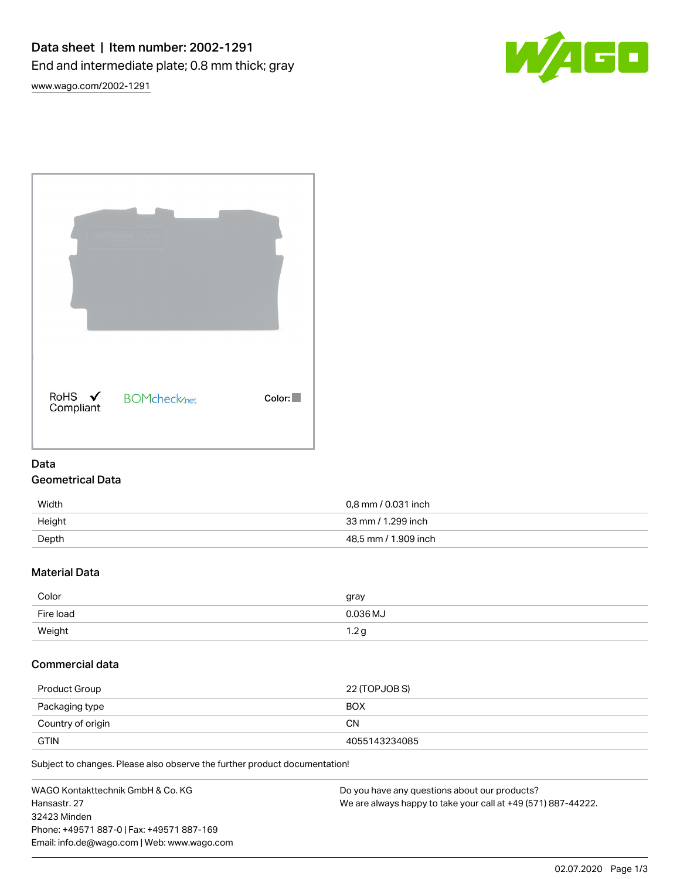# Data sheet | Item number: 2002-1291

End and intermediate plate; 0.8 mm thick; gray

www.wago.com/2002-1291

RoHS ✓ Compliant

BOMcheck.net

Color:

## Data

### Geometrical Data

| | |
|---|---|
| Width | 0,8 mm / 0.031 inch |
| Height | 33 mm / 1.299 inch |
| Depth | 48,5 mm / 1.909 inch |

### Material Data

| | |
|---|---|
| Color | gray |
| Fire load | 0.036 MJ |
| Weight | 1.2 g |

### Commercial data

| | |
|---|---|
| Product Group | 22 (TOPJOB S) |
| Packaging type | BOX |
| Country of origin | CN |
| GTIN | 4055143234085 |

Subject to changes. Please also observe the further product documentation!

WAGO Kontakttechnik GmbH & Co. KG
Hansastr. 27
32423 Minden
Phone: +49571 887-0 | Fax: +49571 887-169
Email: info.de@wago.com | Web: www.wago.com

Do you have any questions about our products?
We are always happy to take your call at +49 (571) 887-44222.

02.07.2020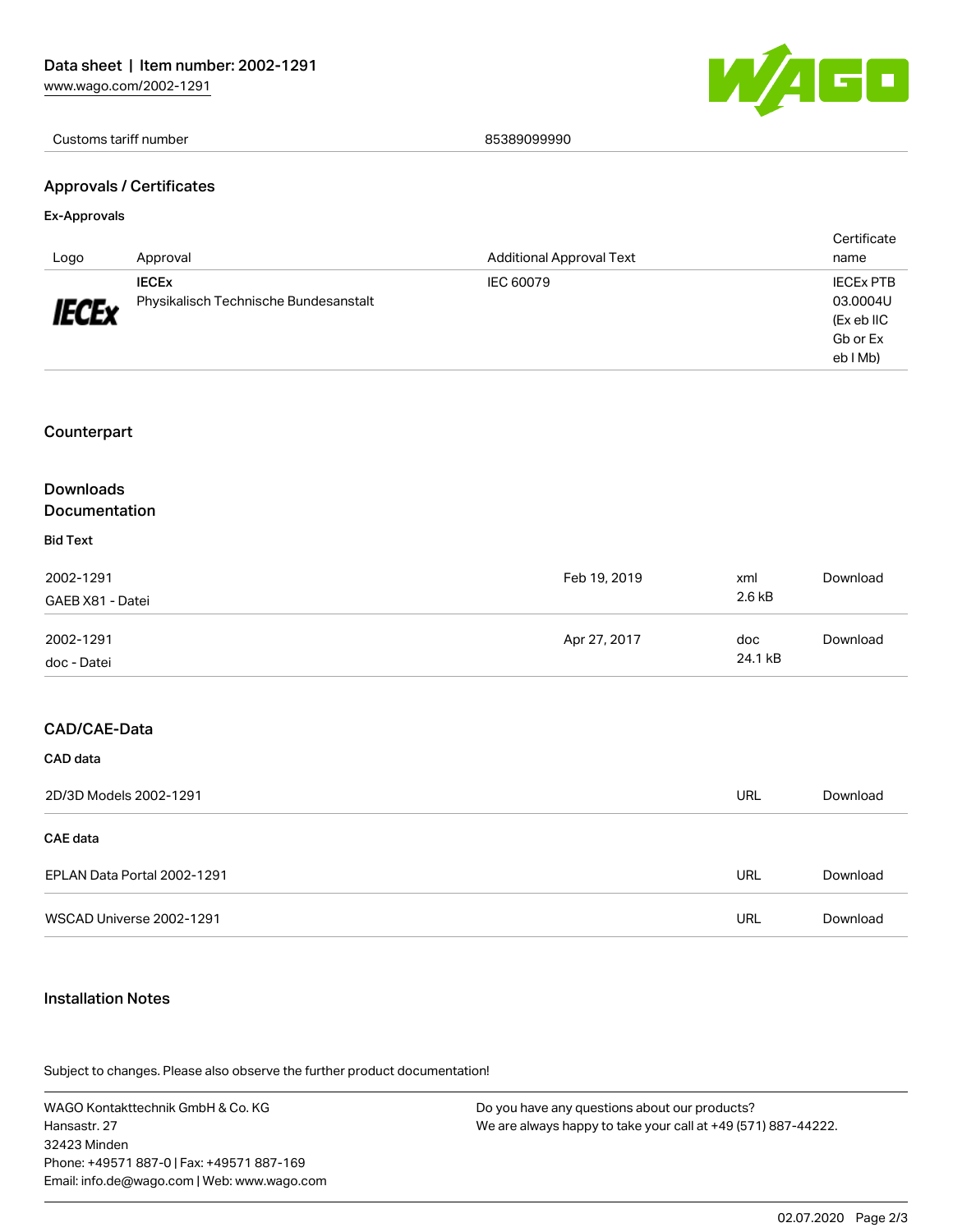| Customs tariff number | 85389099990 |
|---|---|

## Approvals / Certificates

### Ex-Approvals

| Logo | Approval | Additional Approval Text | Certificate name |
|---|---|---|---|
| IECEx | **IECEx** Physikalisch Technische Bundesanstalt | IEC 60079 | IECEx PTB 03.0004U (Ex eb IIC Gb or Ex eb I Mb) |

## Counterpart

## Downloads
## Documentation

### Bid Text

| | | | |
|---|---|---|---|
| 2002-1291 GAEB X81 - Datei | Feb 19, 2019 | xml 2.6 kB | Download |
| 2002-1291 doc - Datei | Apr 27, 2017 | doc 24.1 kB | Download |

## CAD/CAE-Data

### CAD data

| | | |
|---|---|---|
| 2D/3D Models 2002-1291 | URL | Download |

### CAE data

| | | |
|---|---|---|
| EPLAN Data Portal 2002-1291 | URL | Download |
| WSCAD Universe 2002-1291 | URL | Download |

## Installation Notes

Subject to changes. Please also observe the further product documentation!

WAGO Kontakttechnik GmbH & Co. KG
Hansastr. 27
32423 Minden
Phone: +49571 887-0 | Fax: +49571 887-169
Email: info.de@wago.com | Web: www.wago.com

Do you have any questions about our products?
We are always happy to take your call at +49 (571) 887-44222.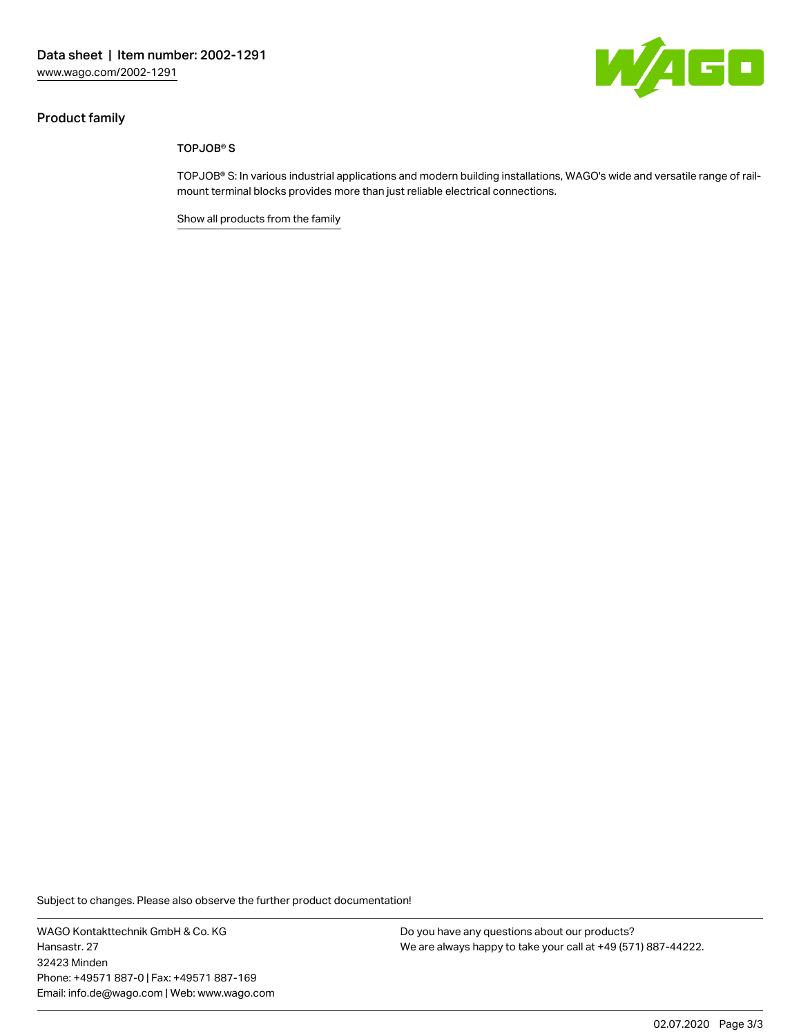## Product family

### TOPJOB® S

TOPJOB® S: In various industrial applications and modern building installations, WAGO's wide and versatile range of rail-mount terminal blocks provides more than just reliable electrical connections.

Show all products from the family

Subject to changes. Please also observe the further product documentation!

WAGO Kontakttechnik GmbH & Co. KG
Hansastr. 27
32423 Minden
Phone: +49571 887-0 | Fax: +49571 887-169
Email: info.de@wago.com | Web: www.wago.com

Do you have any questions about our products?
We are always happy to take your call at +49 (571) 887-44222.

02.07.2020